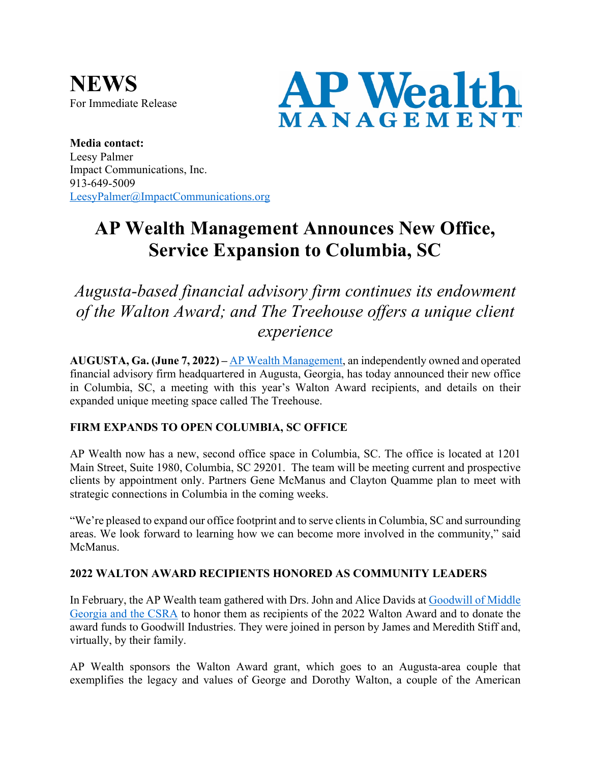**NEWS**
For Immediate Release

AP Wealth MANAGEMENT

**Media contact:**
Leesy Palmer
Impact Communications, Inc.
913-649-5009
LeesyPalmer@ImpactCommunications.org

# AP Wealth Management Announces New Office, Service Expansion to Columbia, SC

*Augusta-based financial advisory firm continues its endowment of the Walton Award; and The Treehouse offers a unique client experience*

**AUGUSTA, Ga. (June 7, 2022) –** AP Wealth Management, an independently owned and operated financial advisory firm headquartered in Augusta, Georgia, has today announced their new office in Columbia, SC, a meeting with this year's Walton Award recipients, and details on their expanded unique meeting space called The Treehouse.

**FIRM EXPANDS TO OPEN COLUMBIA, SC OFFICE**

AP Wealth now has a new, second office space in Columbia, SC. The office is located at 1201 Main Street, Suite 1980, Columbia, SC 29201. The team will be meeting current and prospective clients by appointment only. Partners Gene McManus and Clayton Quamme plan to meet with strategic connections in Columbia in the coming weeks.

"We're pleased to expand our office footprint and to serve clients in Columbia, SC and surrounding areas. We look forward to learning how we can become more involved in the community," said McManus.

**2022 WALTON AWARD RECIPIENTS HONORED AS COMMUNITY LEADERS**

In February, the AP Wealth team gathered with Drs. John and Alice Davids at Goodwill of Middle Georgia and the CSRA to honor them as recipients of the 2022 Walton Award and to donate the award funds to Goodwill Industries. They were joined in person by James and Meredith Stiff and, virtually, by their family.

AP Wealth sponsors the Walton Award grant, which goes to an Augusta-area couple that exemplifies the legacy and values of George and Dorothy Walton, a couple of the American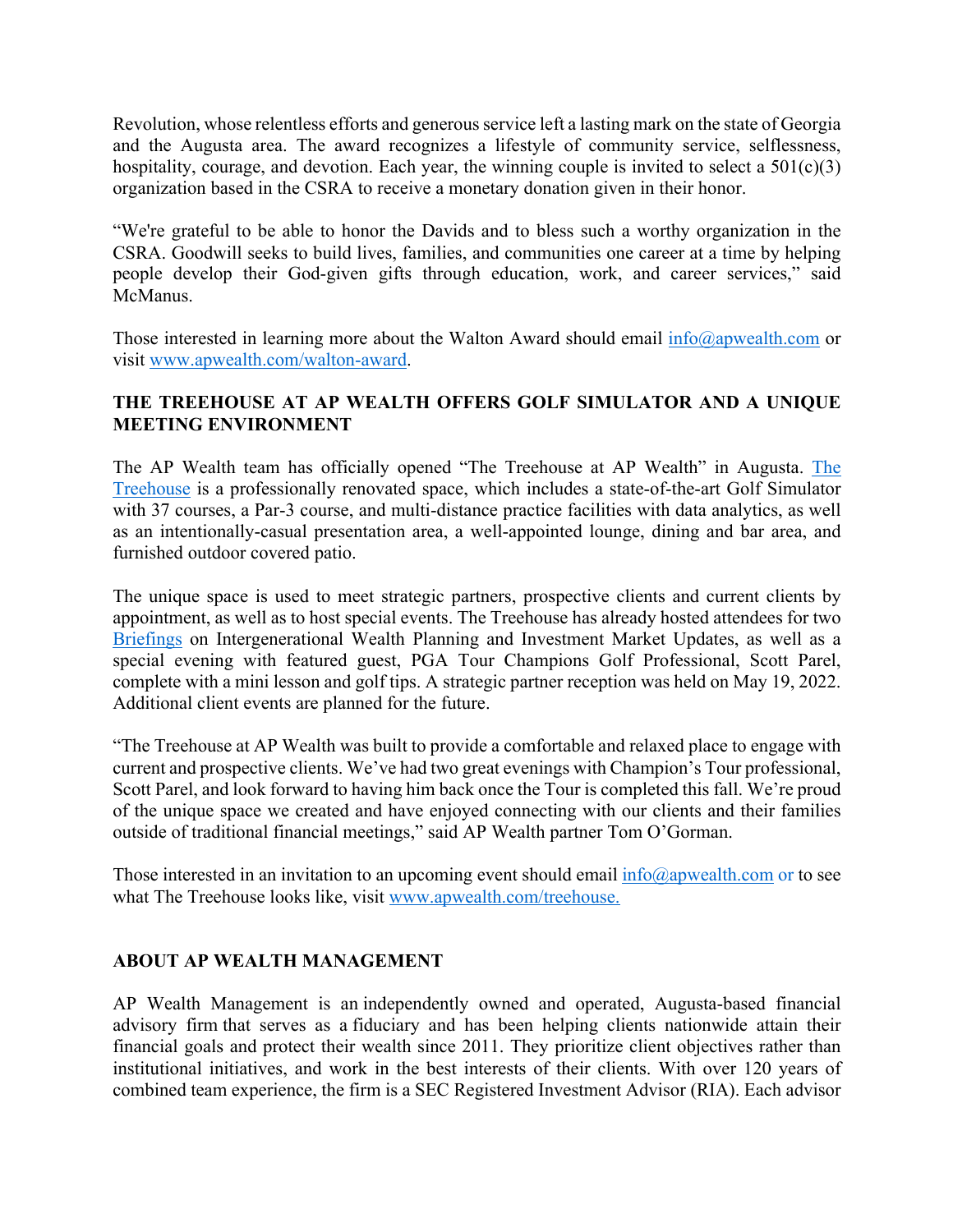Revolution, whose relentless efforts and generous service left a lasting mark on the state of Georgia and the Augusta area. The award recognizes a lifestyle of community service, selflessness, hospitality, courage, and devotion. Each year, the winning couple is invited to select a 501(c)(3) organization based in the CSRA to receive a monetary donation given in their honor.

"We're grateful to be able to honor the Davids and to bless such a worthy organization in the CSRA. Goodwill seeks to build lives, families, and communities one career at a time by helping people develop their God-given gifts through education, work, and career services," said McManus.

Those interested in learning more about the Walton Award should email info@apwealth.com or visit www.apwealth.com/walton-award.

**THE TREEHOUSE AT AP WEALTH OFFERS GOLF SIMULATOR AND A UNIQUE MEETING ENVIRONMENT**

The AP Wealth team has officially opened "The Treehouse at AP Wealth" in Augusta. The Treehouse is a professionally renovated space, which includes a state-of-the-art Golf Simulator with 37 courses, a Par-3 course, and multi-distance practice facilities with data analytics, as well as an intentionally-casual presentation area, a well-appointed lounge, dining and bar area, and furnished outdoor covered patio.

The unique space is used to meet strategic partners, prospective clients and current clients by appointment, as well as to host special events. The Treehouse has already hosted attendees for two Briefings on Intergenerational Wealth Planning and Investment Market Updates, as well as a special evening with featured guest, PGA Tour Champions Golf Professional, Scott Parel, complete with a mini lesson and golf tips. A strategic partner reception was held on May 19, 2022. Additional client events are planned for the future.

"The Treehouse at AP Wealth was built to provide a comfortable and relaxed place to engage with current and prospective clients. We've had two great evenings with Champion's Tour professional, Scott Parel, and look forward to having him back once the Tour is completed this fall. We're proud of the unique space we created and have enjoyed connecting with our clients and their families outside of traditional financial meetings," said AP Wealth partner Tom O'Gorman.

Those interested in an invitation to an upcoming event should email info@apwealth.com or to see what The Treehouse looks like, visit www.apwealth.com/treehouse.

**ABOUT AP WEALTH MANAGEMENT**

AP Wealth Management is an independently owned and operated, Augusta-based financial advisory firm that serves as a fiduciary and has been helping clients nationwide attain their financial goals and protect their wealth since 2011. They prioritize client objectives rather than institutional initiatives, and work in the best interests of their clients. With over 120 years of combined team experience, the firm is a SEC Registered Investment Advisor (RIA). Each advisor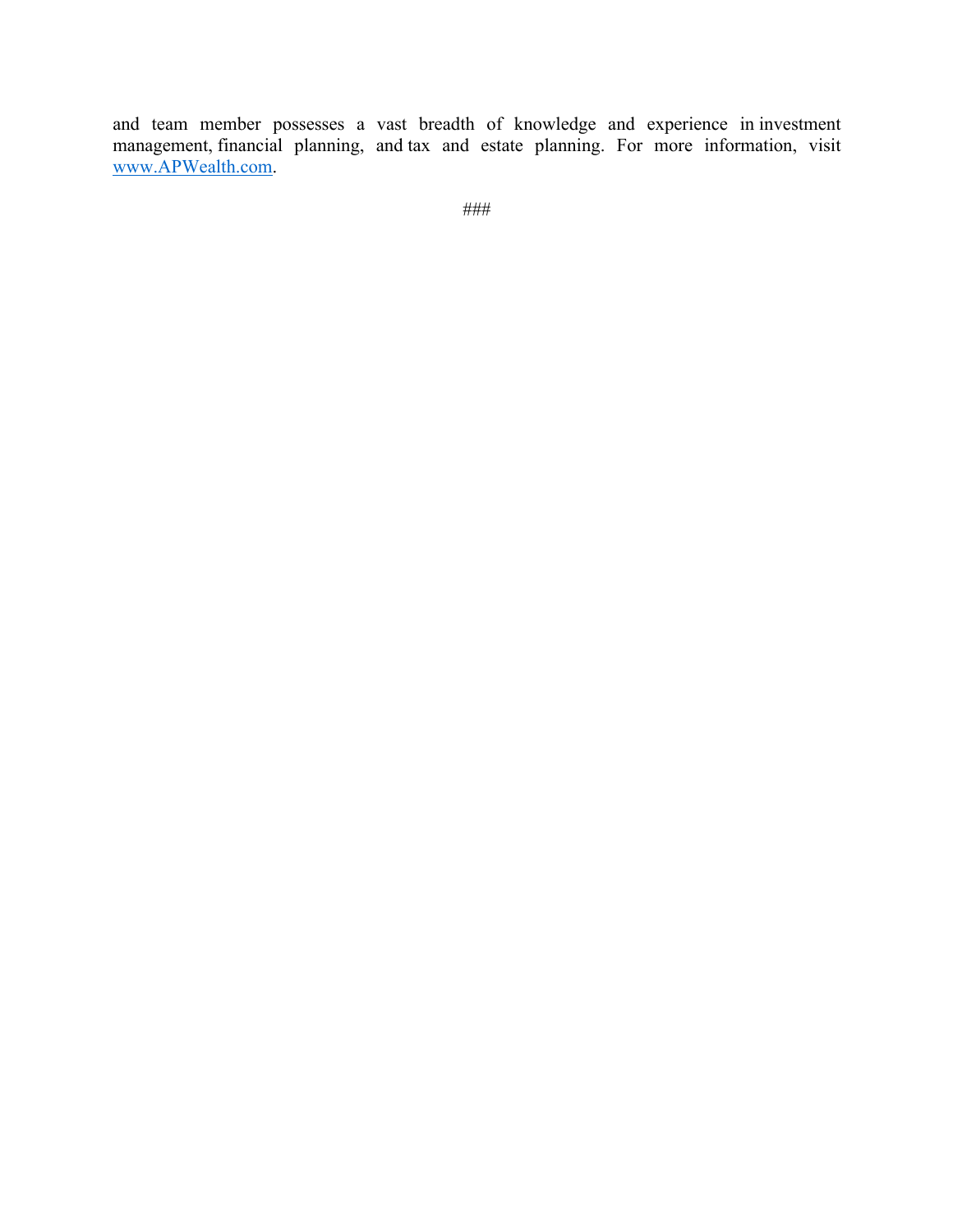and team member possesses a vast breadth of knowledge and experience in investment management, financial planning, and tax and estate planning. For more information, visit www.APWealth.com.

###